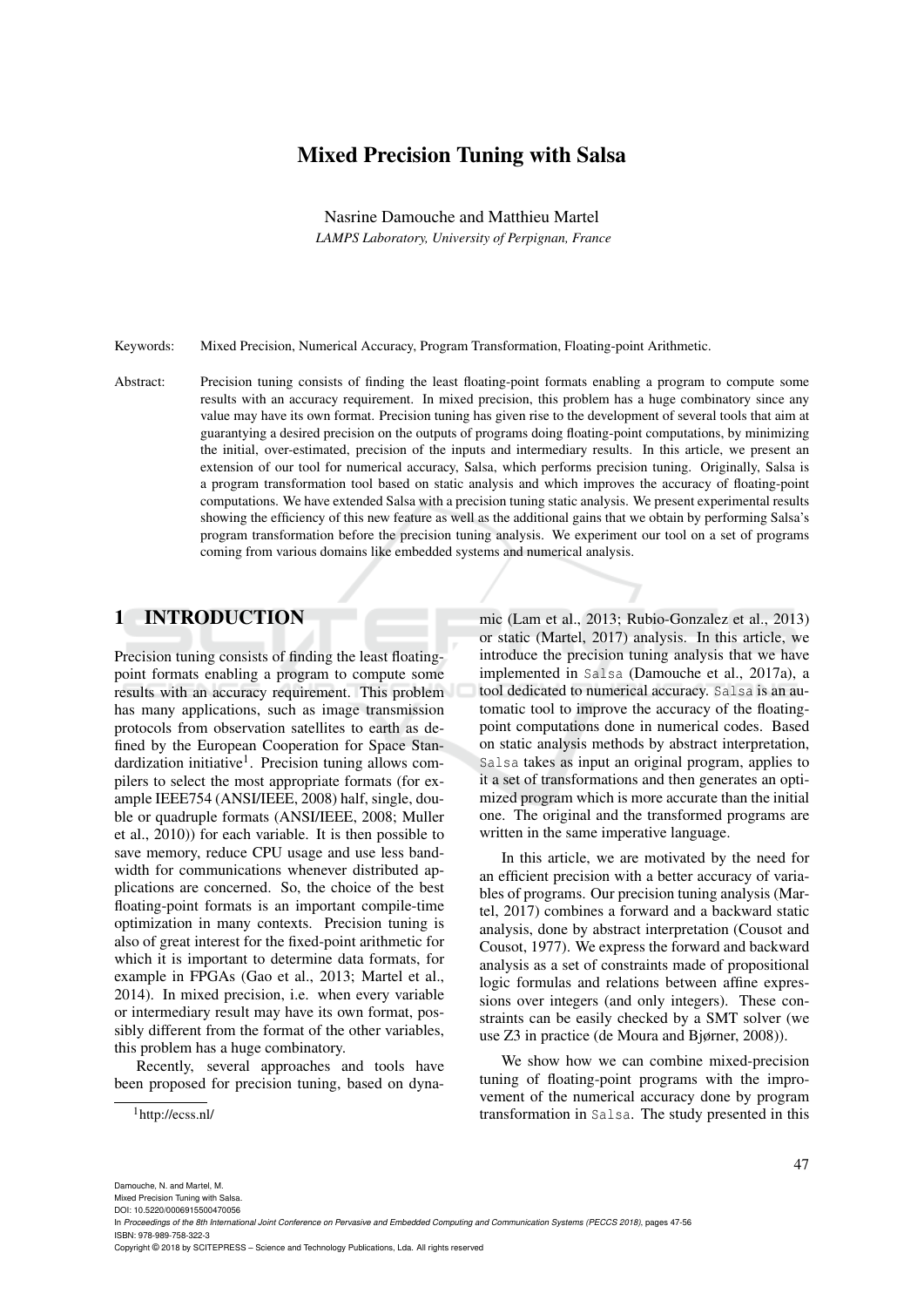# Mixed Precision Tuning with Salsa

Nasrine Damouche and Matthieu Martel

*LAMPS Laboratory, University of Perpignan, France*

Keywords: Mixed Precision, Numerical Accuracy, Program Transformation, Floating-point Arithmetic.

Abstract: Precision tuning consists of finding the least floating-point formats enabling a program to compute some results with an accuracy requirement. In mixed precision, this problem has a huge combinatory since any value may have its own format. Precision tuning has given rise to the development of several tools that aim at guarantying a desired precision on the outputs of programs doing floating-point computations, by minimizing the initial, over-estimated, precision of the inputs and intermediary results. In this article, we present an extension of our tool for numerical accuracy, Salsa, which performs precision tuning. Originally, Salsa is a program transformation tool based on static analysis and which improves the accuracy of floating-point computations. We have extended Salsa with a precision tuning static analysis. We present experimental results showing the efficiency of this new feature as well as the additional gains that we obtain by performing Salsa's program transformation before the precision tuning analysis. We experiment our tool on a set of programs coming from various domains like embedded systems and numerical analysis.

## 1 INTRODUCTION

Precision tuning consists of finding the least floating-point formats enabling a program to compute some results with an accuracy requirement. This problem has many applications, such as image transmission protocols from observation satellites to earth as defined by the European Cooperation for Space Standardization initiative[1]. Precision tuning allows compilers to select the most appropriate formats (for example IEEE754 (ANSI/IEEE, 2008) half, single, double or quadruple formats (ANSI/IEEE, 2008; Muller et al., 2010)) for each variable. It is then possible to save memory, reduce CPU usage and use less bandwidth for communications whenever distributed applications are concerned. So, the choice of the best floating-point formats is an important compile-time optimization in many contexts. Precision tuning is also of great interest for the fixed-point arithmetic for which it is important to determine data formats, for example in FPGAs (Gao et al., 2013; Martel et al., 2014). In mixed precision, i.e. when every variable or intermediary result may have its own format, possibly different from the format of the other variables, this problem has a huge combinatory.

Recently, several approaches and tools have been proposed for precision tuning, based on dynamic (Lam et al., 2013; Rubio-Gonzalez et al., 2013) or static (Martel, 2017) analysis. In this article, we introduce the precision tuning analysis that we have implemented in Salsa (Damouche et al., 2017a), a tool dedicated to numerical accuracy. Salsa is an automatic tool to improve the accuracy of the floating-point computations done in numerical codes. Based on static analysis methods by abstract interpretation, Salsa takes as input an original program, applies to it a set of transformations and then generates an optimized program which is more accurate than the initial one. The original and the transformed programs are written in the same imperative language.

In this article, we are motivated by the need for an efficient precision with a better accuracy of variables of programs. Our precision tuning analysis (Martel, 2017) combines a forward and a backward static analysis, done by abstract interpretation (Cousot and Cousot, 1977). We express the forward and backward analysis as a set of constraints made of propositional logic formulas and relations between affine expressions over integers (and only integers). These constraints can be easily checked by a SMT solver (we use Z3 in practice (de Moura and Bjørner, 2008)).

We show how we can combine mixed-precision tuning of floating-point programs with the improvement of the numerical accuracy done by program transformation in Salsa. The study presented in this

[1] http://ecss.nl/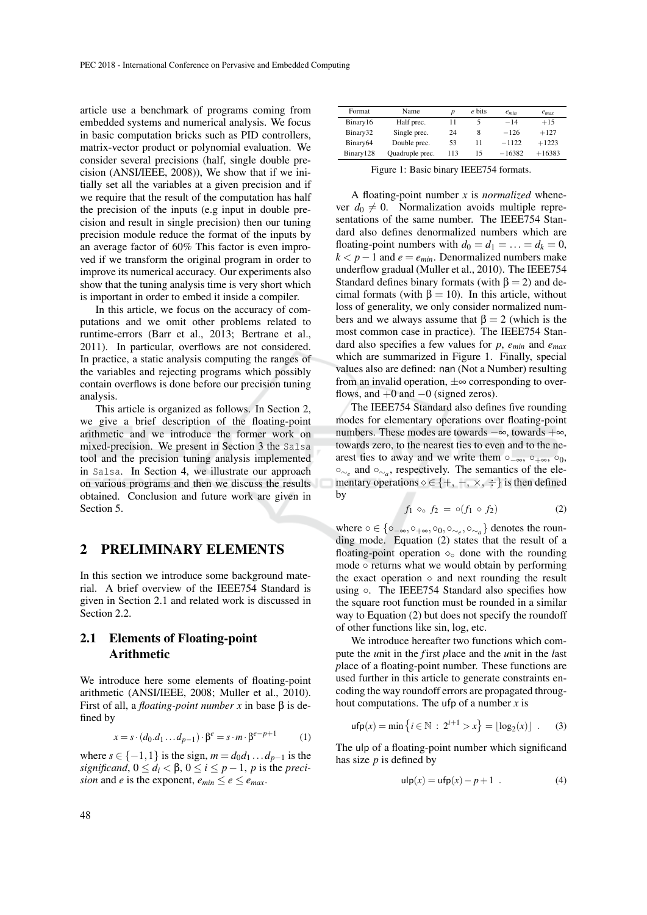article use a benchmark of programs coming from embedded systems and numerical analysis. We focus in basic computation bricks such as PID controllers, matrix-vector product or polynomial evaluation. We consider several precisions (half, single double precision (ANSI/IEEE, 2008)), We show that if we initially set all the variables at a given precision and if we require that the result of the computation has half the precision of the inputs (e.g input in double precision and result in single precision) then our tuning precision module reduce the format of the inputs by an average factor of 60% This factor is even improved if we transform the original program in order to improve its numerical accuracy. Our experiments also show that the tuning analysis time is very short which is important in order to embed it inside a compiler.

In this article, we focus on the accuracy of computations and we omit other problems related to runtime-errors (Barr et al., 2013; Bertrane et al., 2011). In particular, overflows are not considered. In practice, a static analysis computing the ranges of the variables and rejecting programs which possibly contain overflows is done before our precision tuning analysis.

This article is organized as follows. In Section 2, we give a brief description of the floating-point arithmetic and we introduce the former work on mixed-precision. We present in Section 3 the `Salsa` tool and the precision tuning analysis implemented in `Salsa`. In Section 4, we illustrate our approach on various programs and then we discuss the results obtained. Conclusion and future work are given in Section 5.

## 2 PRELIMINARY ELEMENTS

In this section we introduce some background material. A brief overview of the IEEE754 Standard is given in Section 2.1 and related work is discussed in Section 2.2.

### 2.1 Elements of Floating-point Arithmetic

We introduce here some elements of floating-point arithmetic (ANSI/IEEE, 2008; Muller et al., 2010). First of all, a *floating-point number* $x$ in base $\beta$ is defined by

$$x = s \cdot (d_0.d_1 \dots d_{p-1}) \cdot \beta^e = s \cdot m \cdot \beta^{e-p+1} \quad (1)$$

where $s \in \{-1, 1\}$ is the sign, $m = d_0 d_1 \dots d_{p-1}$ is the *significand*, $0 \le d_i < \beta$, $0 \le i \le p-1$, $p$ is the *precision* and $e$ is the exponent, $e_{min} \le e \le e_{max}$.

| Format | Name | $p$ | $e$ bits | $e_{min}$ | $e_{max}$ |
|---|---|---|---|---|---|
| Binary16 | Half prec. | 11 | 5 | $-14$ | $+15$ |
| Binary32 | Single prec. | 24 | 8 | $-126$ | $+127$ |
| Binary64 | Double prec. | 53 | 11 | $-1122$ | $+1223$ |
| Binary128 | Quadruple prec. | 113 | 15 | $-16382$ | $+16383$ |

Figure 1: Basic binary IEEE754 formats.

A floating-point number $x$ is *normalized* whenever $d_0 \neq 0$. Normalization avoids multiple representations of the same number. The IEEE754 Standard also defines denormalized numbers which are floating-point numbers with $d_0 = d_1 = \ldots = d_k = 0$, $k < p-1$ and $e = e_{min}$. Denormalized numbers make underflow gradual (Muller et al., 2010). The IEEE754 Standard defines binary formats (with $\beta = 2$) and decimal formats (with $\beta = 10$). In this article, without loss of generality, we only consider normalized numbers and we always assume that $\beta = 2$ (which is the most common case in practice). The IEEE754 Standard also specifies a few values for $p$, $e_{min}$ and $e_{max}$ which are summarized in Figure 1. Finally, special values also are defined: nan (Not a Number) resulting from an invalid operation, $\pm\infty$ corresponding to overflows, and $+0$ and $-0$ (signed zeros).

The IEEE754 Standard also defines five rounding modes for elementary operations over floating-point numbers. These modes are towards $-\infty$, towards $+\infty$, towards zero, to the nearest ties to even and to the nearest ties to away and we write them $\circ_{-\infty}$, $\circ_{+\infty}$, $\circ_0$, $\circ_{\sim_e}$ and $\circ_{\sim_a}$, respectively. The semantics of the elementary operations $\diamond \in \{+, -, \times, \div\}$ is then defined by

$$f_1 \diamond_\circ f_2 = \circ(f_1 \diamond f_2) \quad (2)$$

where $\circ \in \{\circ_{-\infty}, \circ_{+\infty}, \circ_0, \circ_{\sim_e}, \circ_{\sim_a}\}$ denotes the rounding mode. Equation (2) states that the result of a floating-point operation $\diamond_\circ$ done with the rounding mode $\circ$ returns what we would obtain by performing the exact operation $\diamond$ and next rounding the result using $\circ$. The IEEE754 Standard also specifies how the square root function must be rounded in a similar way to Equation (2) but does not specify the roundoff of other functions like sin, log, etc.

We introduce hereafter two functions which compute the *u*nit in the *f*irst *p*lace and the *u*nit in the *l*ast *p*lace of a floating-point number. These functions are used further in this article to generate constraints encoding the way roundoff errors are propagated throughout computations. The ufp of a number $x$ is

$$\mathsf{ufp}(x) = \min\left\{i \in \mathbb{N} \,:\, 2^{i+1} > x\right\} = \lfloor \log_2(x) \rfloor \ . \quad (3)$$

The ulp of a floating-point number which significand has size $p$ is defined by

$$\mathsf{ulp}(x) = \mathsf{ufp}(x) - p + 1 \ . \quad (4)$$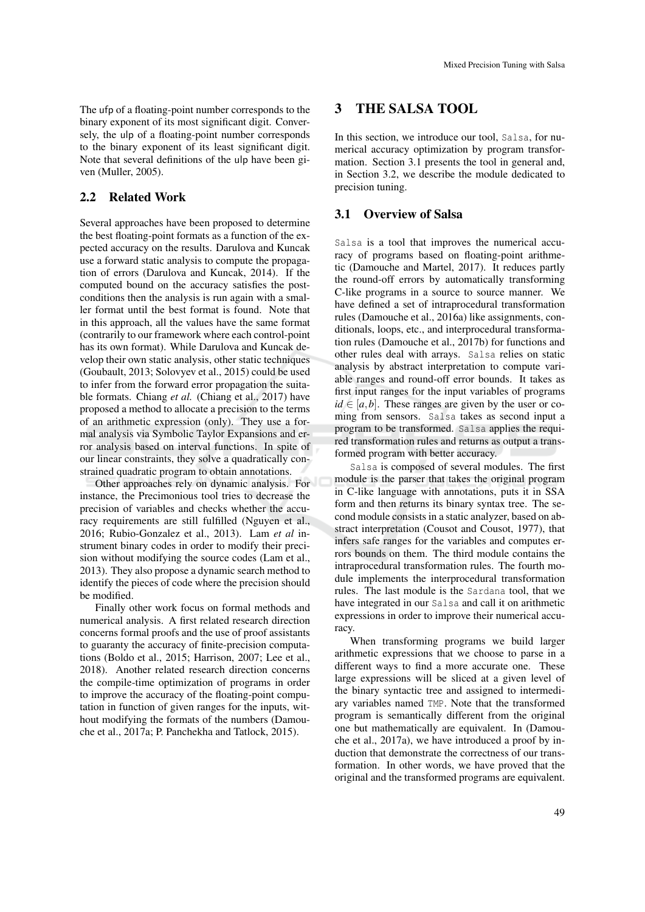The ufp of a floating-point number corresponds to the binary exponent of its most significant digit. Conversely, the ulp of a floating-point number corresponds to the binary exponent of its least significant digit. Note that several definitions of the ulp have been given (Muller, 2005).

## 2.2 Related Work

Several approaches have been proposed to determine the best floating-point formats as a function of the expected accuracy on the results. Darulova and Kuncak use a forward static analysis to compute the propagation of errors (Darulova and Kuncak, 2014). If the computed bound on the accuracy satisfies the post-conditions then the analysis is run again with a smaller format until the best format is found. Note that in this approach, all the values have the same format (contrarily to our framework where each control-point has its own format). While Darulova and Kuncak develop their own static analysis, other static techniques (Goubault, 2013; Solovyev et al., 2015) could be used to infer from the forward error propagation the suitable formats. Chiang *et al.* (Chiang et al., 2017) have proposed a method to allocate a precision to the terms of an arithmetic expression (only). They use a formal analysis via Symbolic Taylor Expansions and error analysis based on interval functions. In spite of our linear constraints, they solve a quadratically constrained quadratic program to obtain annotations.

Other approaches rely on dynamic analysis. For instance, the Precimonious tool tries to decrease the precision of variables and checks whether the accuracy requirements are still fulfilled (Nguyen et al., 2016; Rubio-Gonzalez et al., 2013). Lam *et al* instrument binary codes in order to modify their precision without modifying the source codes (Lam et al., 2013). They also propose a dynamic search method to identify the pieces of code where the precision should be modified.

Finally other work focus on formal methods and numerical analysis. A first related research direction concerns formal proofs and the use of proof assistants to guaranty the accuracy of finite-precision computations (Boldo et al., 2015; Harrison, 2007; Lee et al., 2018). Another related research direction concerns the compile-time optimization of programs in order to improve the accuracy of the floating-point computation in function of given ranges for the inputs, without modifying the formats of the numbers (Damouche et al., 2017a; P. Panchekha and Tatlock, 2015).

# 3 THE SALSA TOOL

In this section, we introduce our tool, `Salsa`, for numerical accuracy optimization by program transformation. Section 3.1 presents the tool in general and, in Section 3.2, we describe the module dedicated to precision tuning.

## 3.1 Overview of Salsa

`Salsa` is a tool that improves the numerical accuracy of programs based on floating-point arithmetic (Damouche and Martel, 2017). It reduces partly the round-off errors by automatically transforming C-like programs in a source to source manner. We have defined a set of intraprocedural transformation rules (Damouche et al., 2016a) like assignments, conditionals, loops, etc., and interprocedural transformation rules (Damouche et al., 2017b) for functions and other rules deal with arrays. `Salsa` relies on static analysis by abstract interpretation to compute variable ranges and round-off error bounds. It takes as first input ranges for the input variables of programs $id \in [a,b]$. These ranges are given by the user or coming from sensors. `Salsa` takes as second input a program to be transformed. `Salsa` applies the required transformation rules and returns as output a transformed program with better accuracy.

`Salsa` is composed of several modules. The first module is the parser that takes the original program in C-like language with annotations, puts it in SSA form and then returns its binary syntax tree. The second module consists in a static analyzer, based on abstract interpretation (Cousot and Cousot, 1977), that infers safe ranges for the variables and computes errors bounds on them. The third module contains the intraprocedural transformation rules. The fourth module implements the interprocedural transformation rules. The last module is the `Sardana` tool, that we have integrated in our `Salsa` and call it on arithmetic expressions in order to improve their numerical accuracy.

When transforming programs we build larger arithmetic expressions that we choose to parse in a different ways to find a more accurate one. These large expressions will be sliced at a given level of the binary syntactic tree and assigned to intermediary variables named `TMP`. Note that the transformed program is semantically different from the original one but mathematically are equivalent. In (Damouche et al., 2017a), we have introduced a proof by induction that demonstrate the correctness of our transformation. In other words, we have proved that the original and the transformed programs are equivalent.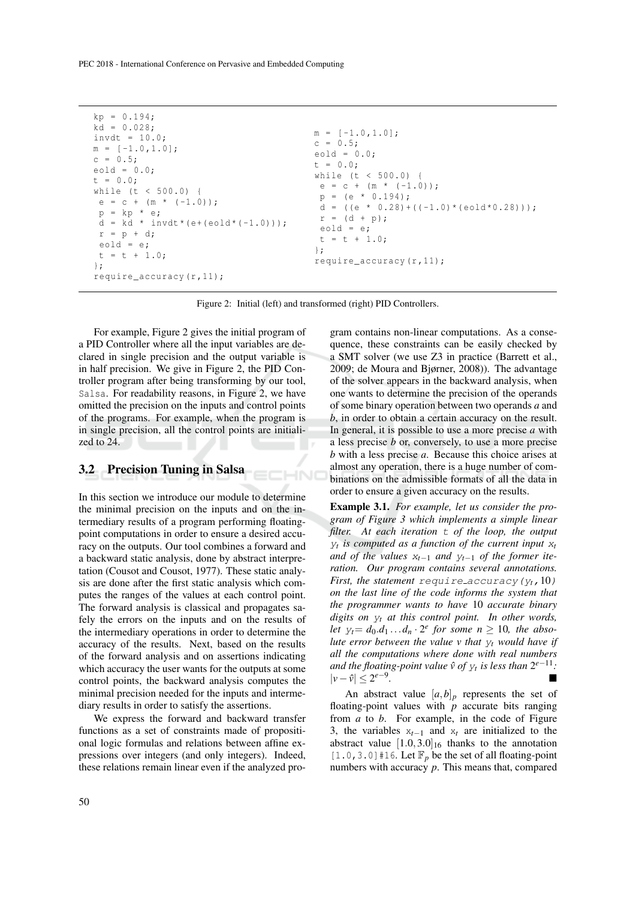```
kp = 0.194;
kd = 0.028;
invdt = 10.0;
m = [-1.0,1.0];
c = 0.5;
eold = 0.0;
t = 0.0;
while (t < 500.0) {
 e = c + (m * (-1.0));
 p = kp * e;
 d = kd * invdt*(e+(eold*(-1.0)));
 r = p + d;
 eold = e;
 t = t + 1.0;
};
require_accuracy(r,11);
```

```
m = [-1.0,1.0];
c = 0.5;
eold = 0.0;
t = 0.0;
while (t < 500.0) {
 e = c + (m * (-1.0));
 p = (e * 0.194);
 d = ((e * 0.28)+((-1.0)*(eold*0.28)));
 r = (d + p);
 eold = e;
 t = t + 1.0;
};
require_accuracy(r,11);
```

Figure 2: Initial (left) and transformed (right) PID Controllers.

For example, Figure 2 gives the initial program of a PID Controller where all the input variables are declared in single precision and the output variable is in half precision. We give in Figure 2, the PID Controller program after being transforming by our tool, Salsa. For readability reasons, in Figure 2, we have omitted the precision on the inputs and control points of the programs. For example, when the program is in single precision, all the control points are initialized to 24.

## 3.2 Precision Tuning in Salsa

In this section we introduce our module to determine the minimal precision on the inputs and on the intermediary results of a program performing floating-point computations in order to ensure a desired accuracy on the outputs. Our tool combines a forward and a backward static analysis, done by abstract interpretation (Cousot and Cousot, 1977). These static analysis are done after the first static analysis which computes the ranges of the values at each control point. The forward analysis is classical and propagates safely the errors on the inputs and on the results of the intermediary operations in order to determine the accuracy of the results. Next, based on the results of the forward analysis and on assertions indicating which accuracy the user wants for the outputs at some control points, the backward analysis computes the minimal precision needed for the inputs and intermediary results in order to satisfy the assertions.

We express the forward and backward transfer functions as a set of constraints made of propositional logic formulas and relations between affine expressions over integers (and only integers). Indeed, these relations remain linear even if the analyzed program contains non-linear computations. As a consequence, these constraints can be easily checked by a SMT solver (we use Z3 in practice (Barrett et al., 2009; de Moura and Bjørner, 2008)). The advantage of the solver appears in the backward analysis, when one wants to determine the precision of the operands of some binary operation between two operands *a* and *b*, in order to obtain a certain accuracy on the result. In general, it is possible to use a more precise *a* with a less precise *b* or, conversely, to use a more precise *b* with a less precise *a*. Because this choice arises at almost any operation, there is a huge number of combinations on the admissible formats of all the data in order to ensure a given accuracy on the results.

**Example 3.1.** *For example, let us consider the program of Figure 3 which implements a simple linear filter. At each iteration* t *of the loop, the output* $y_t$ *is computed as a function of the current input* $x_t$ *and of the values* $x_{t-1}$ *and* $y_{t-1}$ *of the former iteration. Our program contains several annotations. First, the statement* require_accuracy($y_t$,10) *on the last line of the code informs the system that the programmer wants to have* 10 *accurate binary digits on* $y_t$ *at this control point. In other words, let* $y_t = d_0.d_1 \dots d_n \cdot 2^e$ *for some* $n \geq 10$*, the absolute error between the value* $v$ *that* $y_t$ *would have if all the computations where done with real numbers and the floating-point value* $\hat{v}$ *of* $y_t$ *is less than* $2^{e-11}$*:* $|v - \hat{v}| \leq 2^{e-9}$*.* ■

An abstract value $[a,b]_p$ represents the set of floating-point values with $p$ accurate bits ranging from $a$ to $b$. For example, in the code of Figure 3, the variables $x_{t-1}$ and $x_t$ are initialized to the abstract value $[1.0, 3.0]_{16}$ thanks to the annotation [1.0,3.0]#16. Let $\mathbb{F}_p$ be the set of all floating-point numbers with accuracy $p$. This means that, compared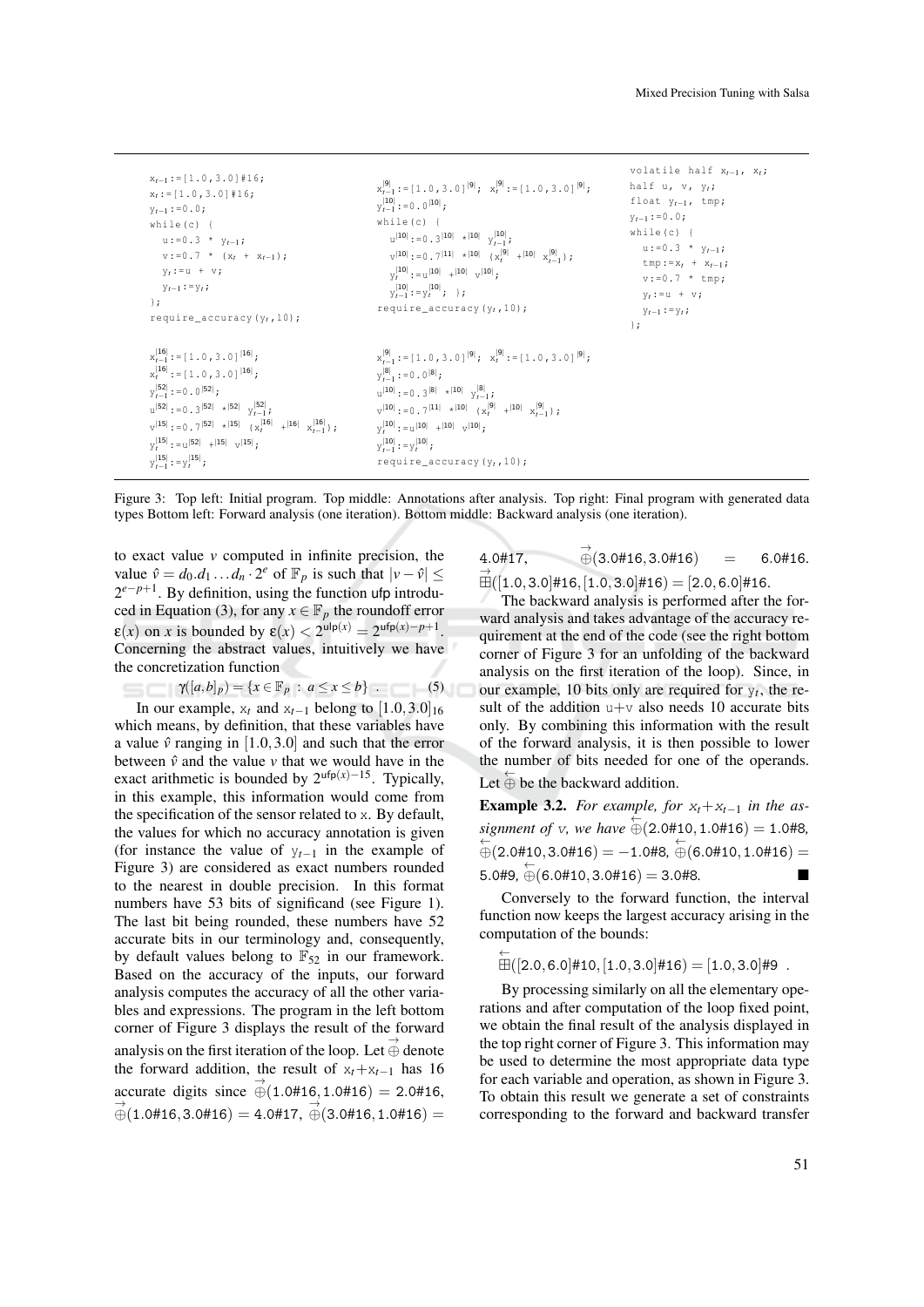```
x_{t-1}:=[1.0,3.0]#16;
x_t:=[1.0,3.0]#16;
y_{t-1}:=0.0;
while(c) {
  u:=0.3 * y_{t-1};
  v:=0.7 * (x_t + x_{t-1});
  y_t:=u + v;
  y_{t-1}:=y_t;
};
require_accuracy(y_t,10);
```

```
x_{t-1}^|9|:=[1.0,3.0]^|9|; x_t^|9|:=[1.0,3.0]^|9|;
y_{t-1}^|10|:=0.0^|10|;
while(c) {
  u^|10|:=0.3^|10| *^|10| y_{t-1}^|10|;
  v^|10|:=0.7^|11| *^|10| (x_t^|9| +^|10| x_{t-1}^|9|);
  y_t^|10|:=u^|10| +^|10| v^|10|;
  y_{t-1}^|10|:=y_t^|10|; };
require_accuracy(y_t,10);
```

```
volatile half x_{t-1}, x_t;
half u, v, y_t;
float y_{t-1}, tmp;
y_{t-1}:=0.0;
while(c) {
  u:=0.3 * y_{t-1};
  tmp:=x_t + x_{t-1};
  v:=0.7 * tmp;
  y_t:=u + v;
  y_{t-1}:=y_t;
};
```

```
x_{t-1}^|16|:=[1.0,3.0]^|16|;
x_t^|16|:=[1.0,3.0]^|16|;
y_{t-1}^|52|:=0.0^|52|;
u^|52|:=0.3^|52| *^|52| y_{t-1}^|52|;
v^|15|:=0.7^|52| *^|15| (x_t^|16| +^|16| x_{t-1}^|16|);
y_t^|15|:=u^|52| +^|15| v^|15|;
y_{t-1}^|15|:=y_t^|15|;
```

```
x_{t-1}^|9|:=[1.0,3.0]^|9|; x_t^|9|:=[1.0,3.0]^|9|;
y_{t-1}^|8|:=0.0^|8|;
u^|10|:=0.3^|8| *^|10| y_{t-1}^|8|;
v^|10|:=0.7^|11| *^|10| (x_t^|9| +^|10| x_{t-1}^|9|);
y_t^|10|:=u^|10| +^|10| v^|10|;
y_{t-1}^|10|:=y_t^|10|;
require_accuracy(y_t,10);
```

Figure 3: Top left: Initial program. Top middle: Annotations after analysis. Top right: Final program with generated data types Bottom left: Forward analysis (one iteration). Bottom middle: Backward analysis (one iteration).

to exact value $v$ computed in infinite precision, the value $\hat{v} = d_0.d_1 \dots d_n \cdot 2^e$ of $\mathbb{F}_p$ is such that $|v - \hat{v}| \leq 2^{e-p+1}$. By definition, using the function ufp introduced in Equation (3), for any $x \in \mathbb{F}_p$ the roundoff error $\varepsilon(x)$ on $x$ is bounded by $\varepsilon(x) < 2^{\mathsf{ulp}(x)} = 2^{\mathsf{ufp}(x)-p+1}$. Concerning the abstract values, intuitively we have the concretization function

$$\gamma([a,b]_p) = \{x \in \mathbb{F}_p \ : \ a \leq x \leq b\} \ . \tag{5}$$

In our example, $x_t$ and $x_{t-1}$ belong to $[1.0, 3.0]_{16}$ which means, by definition, that these variables have a value $\hat{v}$ ranging in $[1.0, 3.0]$ and such that the error between $\hat{v}$ and the value $v$ that we would have in the exact arithmetic is bounded by $2^{\mathsf{ufp}(x)-15}$. Typically, in this example, this information would come from the specification of the sensor related to x. By default, the values for which no accuracy annotation is given (for instance the value of $y_{t-1}$ in the example of Figure 3) are considered as exact numbers rounded to the nearest in double precision. In this format numbers have 53 bits of significand (see Figure 1). The last bit being rounded, these numbers have 52 accurate bits in our terminology and, consequently, by default values belong to $\mathbb{F}_{52}$ in our framework. Based on the accuracy of the inputs, our forward analysis computes the accuracy of all the other variables and expressions. The program in the left bottom corner of Figure 3 displays the result of the forward analysis on the first iteration of the loop. Let $\vec{\oplus}$ denote the forward addition, the result of $x_t+x_{t-1}$ has 16 accurate digits since $\vec{\oplus}(1.0\#16, 1.0\#16) = 2.0\#16$, $\vec{\oplus}(1.0\#16, 3.0\#16) = 4.0\#17$, $\vec{\oplus}(3.0\#16, 1.0\#16) = 4.0\#17$, $\vec{\oplus}(3.0\#16, 3.0\#16) = 6.0\#16$. $\vec{\boxplus}([1.0, 3.0]\#16, [1.0, 3.0]\#16) = [2.0, 6.0]\#16$.

The backward analysis is performed after the forward analysis and takes advantage of the accuracy requirement at the end of the code (see the right bottom corner of Figure 3 for an unfolding of the backward analysis on the first iteration of the loop). Since, in our example, 10 bits only are required for $y_t$, the result of the addition u+v also needs 10 accurate bits only. By combining this information with the result of the forward analysis, it is then possible to lower the number of bits needed for one of the operands. Let $\overleftarrow{\oplus}$ be the backward addition.

**Example 3.2.** *For example, for $x_t+x_{t-1}$ in the assignment of v, we have* $\overleftarrow{\oplus}(2.0\#10, 1.0\#16) = 1.0\#8$, $\overleftarrow{\oplus}(2.0\#10, 3.0\#16) = -1.0\#8$, $\overleftarrow{\oplus}(6.0\#10, 1.0\#16) = 5.0\#9$, $\overleftarrow{\oplus}(6.0\#10, 3.0\#16) = 3.0\#8$. ∎

Conversely to the forward function, the interval function now keeps the largest accuracy arising in the computation of the bounds:

$$\overleftarrow{\boxplus}([2.0, 6.0]\#10, [1.0, 3.0]\#16) = [1.0, 3.0]\#9 \ .$$

By processing similarly on all the elementary operations and after computation of the loop fixed point, we obtain the final result of the analysis displayed in the top right corner of Figure 3. This information may be used to determine the most appropriate data type for each variable and operation, as shown in Figure 3. To obtain this result we generate a set of constraints corresponding to the forward and backward transfer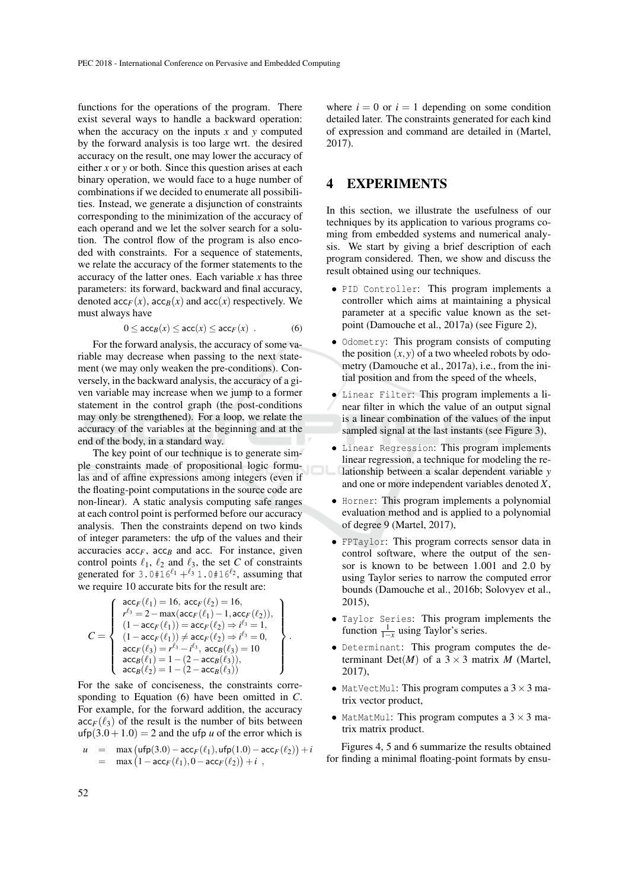functions for the operations of the program. There exist several ways to handle a backward operation: when the accuracy on the inputs $x$ and $y$ computed by the forward analysis is too large wrt. the desired accuracy on the result, one may lower the accuracy of either $x$ or $y$ or both. Since this question arises at each binary operation, we would face to a huge number of combinations if we decided to enumerate all possibilities. Instead, we generate a disjunction of constraints corresponding to the minimization of the accuracy of each operand and we let the solver search for a solution. The control flow of the program is also encoded with constraints. For a sequence of statements, we relate the accuracy of the former statements to the accuracy of the latter ones. Each variable $x$ has three parameters: its forward, backward and final accuracy, denoted $\mathsf{acc}_F(x)$, $\mathsf{acc}_B(x)$ and $\mathsf{acc}(x)$ respectively. We must always have

$$0 \le \mathsf{acc}_B(x) \le \mathsf{acc}(x) \le \mathsf{acc}_F(x) \ . \tag{6}$$

For the forward analysis, the accuracy of some variable may decrease when passing to the next statement (we may only weaken the pre-conditions). Conversely, in the backward analysis, the accuracy of a given variable may increase when we jump to a former statement in the control graph (the post-conditions may only be strengthened). For a loop, we relate the accuracy of the variables at the beginning and at the end of the body, in a standard way.

The key point of our technique is to generate simple constraints made of propositional logic formulas and of affine expressions among integers (even if the floating-point computations in the source code are non-linear). A static analysis computing safe ranges at each control point is performed before our accuracy analysis. Then the constraints depend on two kinds of integer parameters: the $\mathsf{ufp}$ of the values and their accuracies $\mathsf{acc}_F$, $\mathsf{acc}_B$ and $\mathsf{acc}$. For instance, given control points $\ell_1$, $\ell_2$ and $\ell_3$, the set $C$ of constraints generated for $\texttt{3.0\#16}^{\ell_1} +^{\ell_3} \texttt{1.0\#16}^{\ell_2}$, assuming that we require 10 accurate bits for the result are:

$$C = \left\{ \begin{array}{l} \mathsf{acc}_F(\ell_1) = 16,\ \mathsf{acc}_F(\ell_2) = 16, \\ r^{\ell_3} = 2 - \max(\mathsf{acc}_F(\ell_1) - 1, \mathsf{acc}_F(\ell_2)), \\ (1 - \mathsf{acc}_F(\ell_1)) = \mathsf{acc}_F(\ell_2) \Rightarrow i^{\ell_3} = 1, \\ (1 - \mathsf{acc}_F(\ell_1)) \neq \mathsf{acc}_F(\ell_2) \Rightarrow i^{\ell_3} = 0, \\ \mathsf{acc}_F(\ell_3) = r^{\ell_3} - i^{\ell_3},\ \mathsf{acc}_B(\ell_3) = 10 \\ \mathsf{acc}_B(\ell_1) = 1 - (2 - \mathsf{acc}_B(\ell_3)), \\ \mathsf{acc}_B(\ell_2) = 1 - (2 - \mathsf{acc}_B(\ell_3)) \end{array} \right\} .$$

For the sake of conciseness, the constraints corresponding to Equation (6) have been omitted in $C$. For example, for the forward addition, the accuracy $\mathsf{acc}_F(\ell_3)$ of the result is the number of bits between $\mathsf{ufp}(3.0 + 1.0) = 2$ and the $\mathsf{ufp}$ $u$ of the error which is

$$\begin{array}{rcl} u & = & \max\left(\mathsf{ufp}(3.0) - \mathsf{acc}_F(\ell_1), \mathsf{ufp}(1.0) - \mathsf{acc}_F(\ell_2)\right) + i \\ & = & \max\left(1 - \mathsf{acc}_F(\ell_1), 0 - \mathsf{acc}_F(\ell_2)\right) + i \ , \end{array}$$

where $i = 0$ or $i = 1$ depending on some condition detailed later. The constraints generated for each kind of expression and command are detailed in (Martel, 2017).

## 4 EXPERIMENTS

In this section, we illustrate the usefulness of our techniques by its application to various programs coming from embedded systems and numerical analysis. We start by giving a brief description of each program considered. Then, we show and discuss the result obtained using our techniques.

- `PID Controller`: This program implements a controller which aims at maintaining a physical parameter at a specific value known as the setpoint (Damouche et al., 2017a) (see Figure 2),
- `Odometry`: This program consists of computing the position $(x, y)$ of a two wheeled robots by odometry (Damouche et al., 2017a), i.e., from the initial position and from the speed of the wheels,
- `Linear Filter`: This program implements a linear filter in which the value of an output signal is a linear combination of the values of the input sampled signal at the last instants (see Figure 3),
- `Linear Regression`: This program implements linear regression, a technique for modeling the relationship between a scalar dependent variable $y$ and one or more independent variables denoted $X$,
- `Horner`: This program implements a polynomial evaluation method and is applied to a polynomial of degree 9 (Martel, 2017),
- `FPTaylor`: This program corrects sensor data in control software, where the output of the sensor is known to be between 1.001 and 2.0 by using Taylor series to narrow the computed error bounds (Damouche et al., 2016b; Solovyev et al., 2015),
- `Taylor Series`: This program implements the function $\frac{1}{1-x}$ using Taylor's series.
- `Determinant`: This program computes the determinant $\mathrm{Det}(M)$ of a $3 \times 3$ matrix $M$ (Martel, 2017),
- `MatVectMul`: This program computes a $3 \times 3$ matrix vector product,
- `MatMatMul`: This program computes a $3 \times 3$ matrix matrix product.

Figures 4, 5 and 6 summarize the results obtained for finding a minimal floating-point formats by ensu-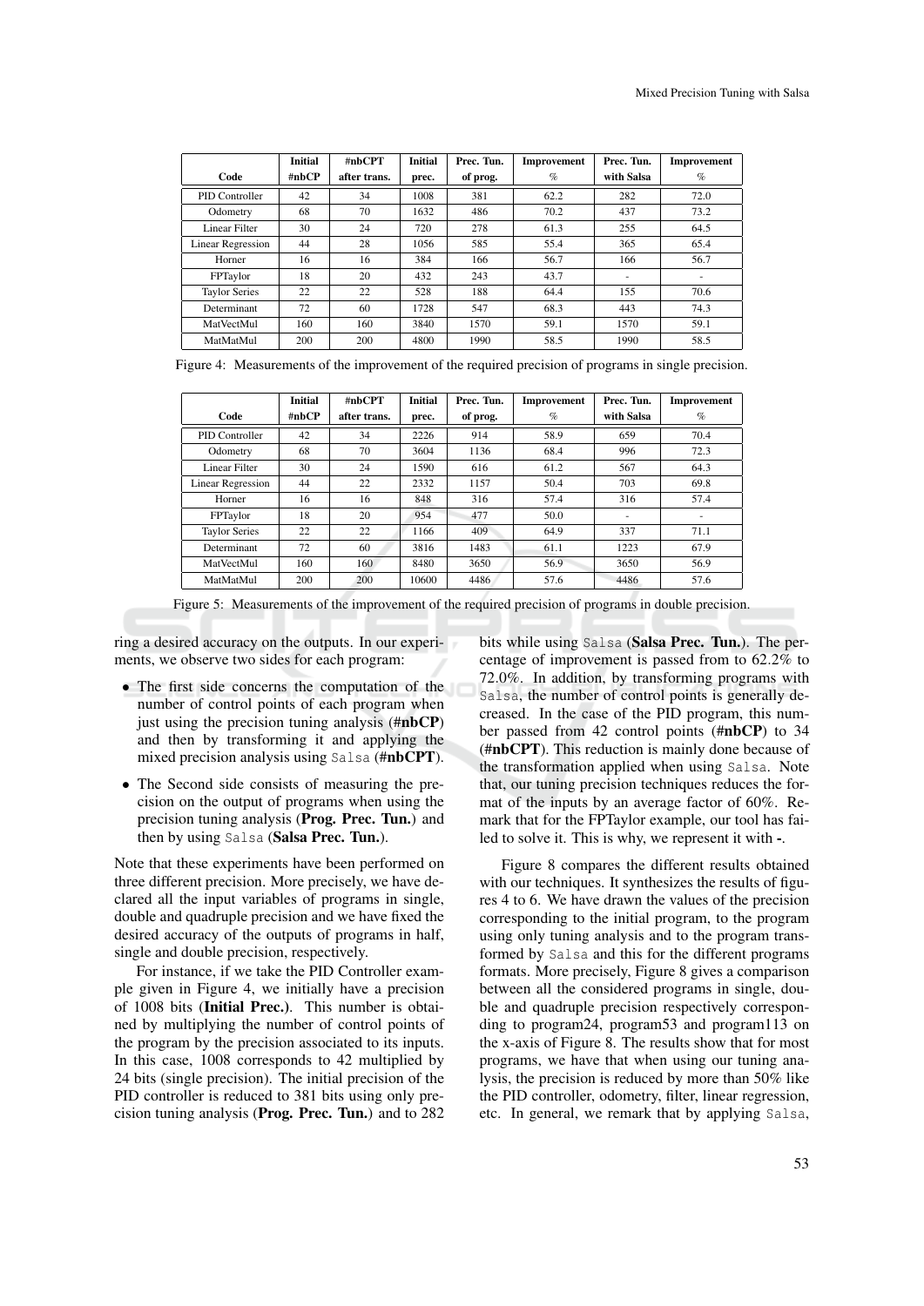| Code | Initial #nbCP | #nbCPT after trans. | Initial prec. | Prec. Tun. of prog. | Improvement % | Prec. Tun. with Salsa | Improvement % |
|---|---|---|---|---|---|---|---|
| PID Controller | 42 | 34 | 1008 | 381 | 62.2 | 282 | 72.0 |
| Odometry | 68 | 70 | 1632 | 486 | 70.2 | 437 | 73.2 |
| Linear Filter | 30 | 24 | 720 | 278 | 61.3 | 255 | 64.5 |
| Linear Regression | 44 | 28 | 1056 | 585 | 55.4 | 365 | 65.4 |
| Horner | 16 | 16 | 384 | 166 | 56.7 | 166 | 56.7 |
| FPTaylor | 18 | 20 | 432 | 243 | 43.7 | - | - |
| Taylor Series | 22 | 22 | 528 | 188 | 64.4 | 155 | 70.6 |
| Determinant | 72 | 60 | 1728 | 547 | 68.3 | 443 | 74.3 |
| MatVectMul | 160 | 160 | 3840 | 1570 | 59.1 | 1570 | 59.1 |
| MatMatMul | 200 | 200 | 4800 | 1990 | 58.5 | 1990 | 58.5 |

Figure 4: Measurements of the improvement of the required precision of programs in single precision.

| Code | Initial #nbCP | #nbCPT after trans. | Initial prec. | Prec. Tun. of prog. | Improvement % | Prec. Tun. with Salsa | Improvement % |
|---|---|---|---|---|---|---|---|
| PID Controller | 42 | 34 | 2226 | 914 | 58.9 | 659 | 70.4 |
| Odometry | 68 | 70 | 3604 | 1136 | 68.4 | 996 | 72.3 |
| Linear Filter | 30 | 24 | 1590 | 616 | 61.2 | 567 | 64.3 |
| Linear Regression | 44 | 22 | 2332 | 1157 | 50.4 | 703 | 69.8 |
| Horner | 16 | 16 | 848 | 316 | 57.4 | 316 | 57.4 |
| FPTaylor | 18 | 20 | 954 | 477 | 50.0 | - | - |
| Taylor Series | 22 | 22 | 1166 | 409 | 64.9 | 337 | 71.1 |
| Determinant | 72 | 60 | 3816 | 1483 | 61.1 | 1223 | 67.9 |
| MatVectMul | 160 | 160 | 8480 | 3650 | 56.9 | 3650 | 56.9 |
| MatMatMul | 200 | 200 | 10600 | 4486 | 57.6 | 4486 | 57.6 |

Figure 5: Measurements of the improvement of the required precision of programs in double precision.

ring a desired accuracy on the outputs. In our experiments, we observe two sides for each program:

- The first side concerns the computation of the number of control points of each program when just using the precision tuning analysis (**#nbCP**) and then by transforming it and applying the mixed precision analysis using `Salsa` (**#nbCPT**).
- The Second side consists of measuring the precision on the output of programs when using the precision tuning analysis (**Prog. Prec. Tun.**) and then by using `Salsa` (**Salsa Prec. Tun.**).

Note that these experiments have been performed on three different precision. More precisely, we have declared all the input variables of programs in single, double and quadruple precision and we have fixed the desired accuracy of the outputs of programs in half, single and double precision, respectively.

For instance, if we take the PID Controller example given in Figure 4, we initially have a precision of 1008 bits (**Initial Prec.**). This number is obtained by multiplying the number of control points of the program by the precision associated to its inputs. In this case, 1008 corresponds to 42 multiplied by 24 bits (single precision). The initial precision of the PID controller is reduced to 381 bits using only precision tuning analysis (**Prog. Prec. Tun.**) and to 282 bits while using `Salsa` (**Salsa Prec. Tun.**). The percentage of improvement is passed from to 62.2% to 72.0%. In addition, by transforming programs with `Salsa`, the number of control points is generally decreased. In the case of the PID program, this number passed from 42 control points (**#nbCP**) to 34 (**#nbCPT**). This reduction is mainly done because of the transformation applied when using `Salsa`. Note that, our tuning precision techniques reduces the format of the inputs by an average factor of 60%. Remark that for the FPTaylor example, our tool has failed to solve it. This is why, we represent it with **-**.

Figure 8 compares the different results obtained with our techniques. It synthesizes the results of figures 4 to 6. We have drawn the values of the precision corresponding to the initial program, to the program using only tuning analysis and to the program transformed by `Salsa` and this for the different programs formats. More precisely, Figure 8 gives a comparison between all the considered programs in single, double and quadruple precision respectively corresponding to program24, program53 and program113 on the x-axis of Figure 8. The results show that for most programs, we have that when using our tuning analysis, the precision is reduced by more than 50% like the PID controller, odometry, filter, linear regression, etc. In general, we remark that by applying `Salsa`,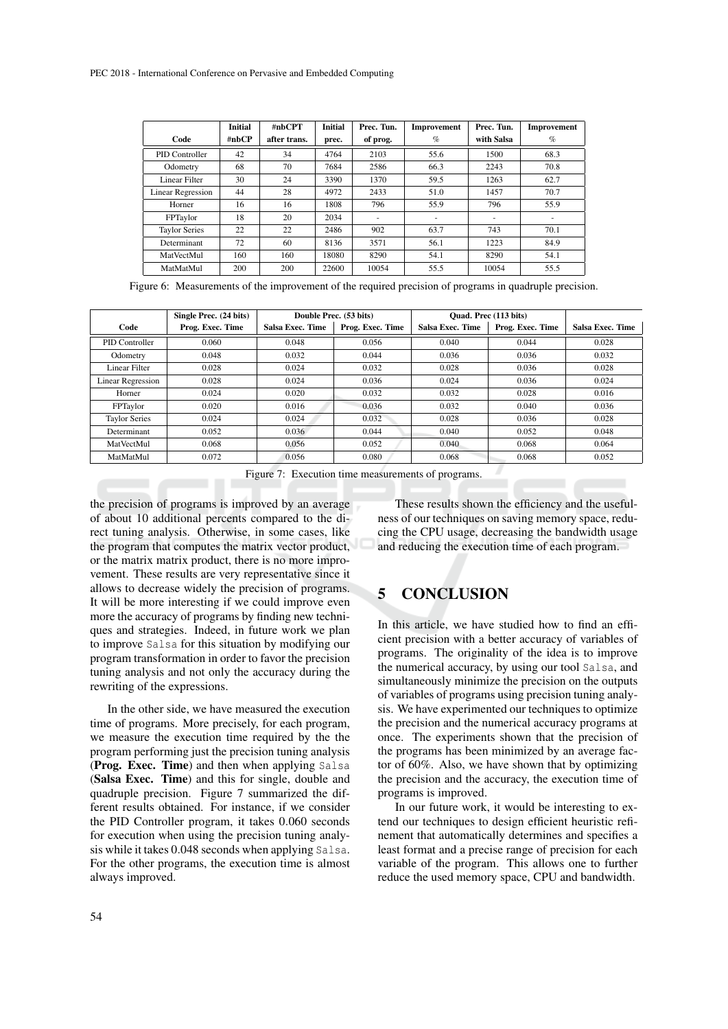| Code | Initial #nbCP | #nbCPT after trans. | Initial prec. | Prec. Tun. of prog. | Improvement % | Prec. Tun. with Salsa | Improvement % |
|---|---|---|---|---|---|---|---|
| PID Controller | 42 | 34 | 4764 | 2103 | 55.6 | 1500 | 68.3 |
| Odometry | 68 | 70 | 7684 | 2586 | 66.3 | 2243 | 70.8 |
| Linear Filter | 30 | 24 | 3390 | 1370 | 59.5 | 1263 | 62.7 |
| Linear Regression | 44 | 28 | 4972 | 2433 | 51.0 | 1457 | 70.7 |
| Horner | 16 | 16 | 1808 | 796 | 55.9 | 796 | 55.9 |
| FPTaylor | 18 | 20 | 2034 | - | - | - | - |
| Taylor Series | 22 | 22 | 2486 | 902 | 63.7 | 743 | 70.1 |
| Determinant | 72 | 60 | 8136 | 3571 | 56.1 | 1223 | 84.9 |
| MatVectMul | 160 | 160 | 18080 | 8290 | 54.1 | 8290 | 54.1 |
| MatMatMul | 200 | 200 | 22600 | 10054 | 55.5 | 10054 | 55.5 |

Figure 6: Measurements of the improvement of the required precision of programs in quadruple precision.

| | Single Prec. (24 bits) | Double Prec. (53 bits) | | Quad. Prec (113 bits) | | |
|---|---|---|---|---|---|---|
| Code | Prog. Exec. Time | Salsa Exec. Time | Prog. Exec. Time | Salsa Exec. Time | Prog. Exec. Time | Salsa Exec. Time |
| PID Controller | 0.060 | 0.048 | 0.056 | 0.040 | 0.044 | 0.028 |
| Odometry | 0.048 | 0.032 | 0.044 | 0.036 | 0.036 | 0.032 |
| Linear Filter | 0.028 | 0.024 | 0.032 | 0.028 | 0.036 | 0.028 |
| Linear Regression | 0.028 | 0.024 | 0.036 | 0.024 | 0.036 | 0.024 |
| Horner | 0.024 | 0.020 | 0.032 | 0.032 | 0.028 | 0.016 |
| FPTaylor | 0.020 | 0.016 | 0.036 | 0.032 | 0.040 | 0.036 |
| Taylor Series | 0.024 | 0.024 | 0.032 | 0.028 | 0.036 | 0.028 |
| Determinant | 0.052 | 0.036 | 0.044 | 0.040 | 0.052 | 0.048 |
| MatVectMul | 0.068 | 0.056 | 0.052 | 0.040 | 0.068 | 0.064 |
| MatMatMul | 0.072 | 0.056 | 0.080 | 0.068 | 0.068 | 0.052 |

Figure 7: Execution time measurements of programs.

the precision of programs is improved by an average of about 10 additional percents compared to the direct tuning analysis. Otherwise, in some cases, like the program that computes the matrix vector product, or the matrix matrix product, there is no more improvement. These results are very representative since it allows to decrease widely the precision of programs. It will be more interesting if we could improve even more the accuracy of programs by finding new techniques and strategies. Indeed, in future work we plan to improve Salsa for this situation by modifying our program transformation in order to favor the precision tuning analysis and not only the accuracy during the rewriting of the expressions.

In the other side, we have measured the execution time of programs. More precisely, for each program, we measure the execution time required by the the program performing just the precision tuning analysis (**Prog. Exec. Time**) and then when applying Salsa (**Salsa Exec. Time**) and this for single, double and quadruple precision. Figure 7 summarized the different results obtained. For instance, if we consider the PID Controller program, it takes 0.060 seconds for execution when using the precision tuning analysis while it takes 0.048 seconds when applying Salsa. For the other programs, the execution time is almost always improved.

These results shown the efficiency and the usefulness of our techniques on saving memory space, reducing the CPU usage, decreasing the bandwidth usage and reducing the execution time of each program.

# 5 CONCLUSION

In this article, we have studied how to find an efficient precision with a better accuracy of variables of programs. The originality of the idea is to improve the numerical accuracy, by using our tool Salsa, and simultaneously minimize the precision on the outputs of variables of programs using precision tuning analysis. We have experimented our techniques to optimize the precision and the numerical accuracy programs at once. The experiments shown that the precision of the programs has been minimized by an average factor of 60%. Also, we have shown that by optimizing the precision and the accuracy, the execution time of programs is improved.

In our future work, it would be interesting to extend our techniques to design efficient heuristic refinement that automatically determines and specifies a least format and a precise range of precision for each variable of the program. This allows one to further reduce the used memory space, CPU and bandwidth.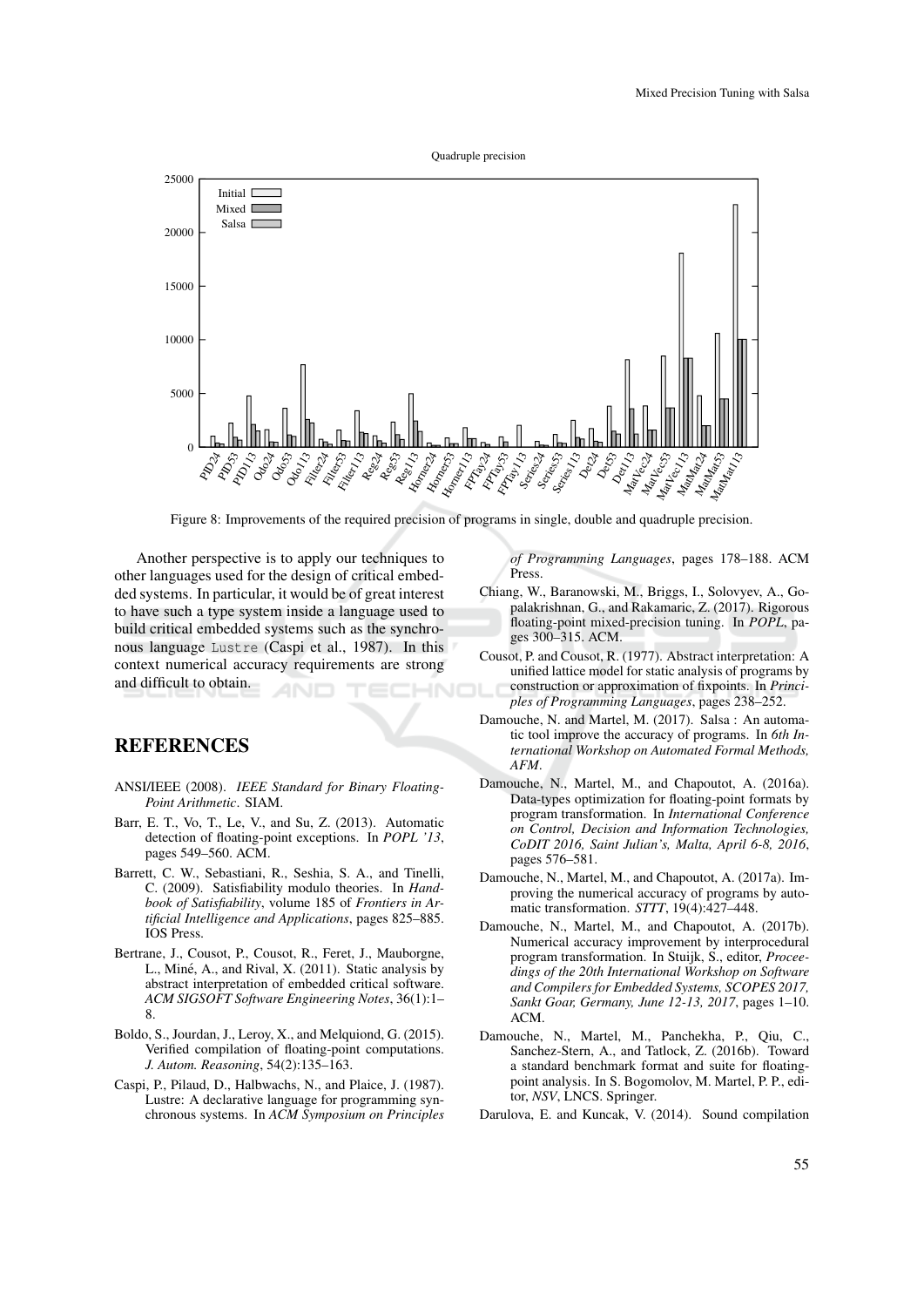Figure 8: Improvements of the required precision of programs in single, double and quadruple precision.

Another perspective is to apply our techniques to other languages used for the design of critical embedded systems. In particular, it would be of great interest to have such a type system inside a language used to build critical embedded systems such as the synchronous language `Lustre` (Caspi et al., 1987). In this context numerical accuracy requirements are strong and difficult to obtain.

## REFERENCES

ANSI/IEEE (2008). *IEEE Standard for Binary Floating-Point Arithmetic*. SIAM.

Barr, E. T., Vo, T., Le, V., and Su, Z. (2013). Automatic detection of floating-point exceptions. In *POPL '13*, pages 549–560. ACM.

Barrett, C. W., Sebastiani, R., Seshia, S. A., and Tinelli, C. (2009). Satisfiability modulo theories. In *Handbook of Satisfiability*, volume 185 of *Frontiers in Artificial Intelligence and Applications*, pages 825–885. IOS Press.

Bertrane, J., Cousot, P., Cousot, R., Feret, J., Mauborgne, L., Miné, A., and Rival, X. (2011). Static analysis by abstract interpretation of embedded critical software. *ACM SIGSOFT Software Engineering Notes*, 36(1):1–8.

Boldo, S., Jourdan, J., Leroy, X., and Melquiond, G. (2015). Verified compilation of floating-point computations. *J. Autom. Reasoning*, 54(2):135–163.

Caspi, P., Pilaud, D., Halbwachs, N., and Plaice, J. (1987). Lustre: A declarative language for programming synchronous systems. In *ACM Symposium on Principles of Programming Languages*, pages 178–188. ACM Press.

Chiang, W., Baranowski, M., Briggs, I., Solovyev, A., Gopalakrishnan, G., and Rakamaric, Z. (2017). Rigorous floating-point mixed-precision tuning. In *POPL*, pages 300–315. ACM.

Cousot, P. and Cousot, R. (1977). Abstract interpretation: A unified lattice model for static analysis of programs by construction or approximation of fixpoints. In *Principles of Programming Languages*, pages 238–252.

Damouche, N. and Martel, M. (2017). Salsa : An automatic tool improve the accuracy of programs. In *6th International Workshop on Automated Formal Methods, AFM*.

Damouche, N., Martel, M., and Chapoutot, A. (2016a). Data-types optimization for floating-point formats by program transformation. In *International Conference on Control, Decision and Information Technologies, CoDIT 2016, Saint Julian's, Malta, April 6-8, 2016*, pages 576–581.

Damouche, N., Martel, M., and Chapoutot, A. (2017a). Improving the numerical accuracy of programs by automatic transformation. *STTT*, 19(4):427–448.

Damouche, N., Martel, M., and Chapoutot, A. (2017b). Numerical accuracy improvement by interprocedural program transformation. In Stuijk, S., editor, *Proceedings of the 20th International Workshop on Software and Compilers for Embedded Systems, SCOPES 2017, Sankt Goar, Germany, June 12-13, 2017*, pages 1–10. ACM.

Damouche, N., Martel, M., Panchekha, P., Qiu, C., Sanchez-Stern, A., and Tatlock, Z. (2016b). Toward a standard benchmark format and suite for floating-point analysis. In S. Bogomolov, M. Martel, P. P., editor, *NSV*, LNCS. Springer.

Darulova, E. and Kuncak, V. (2014). Sound compilation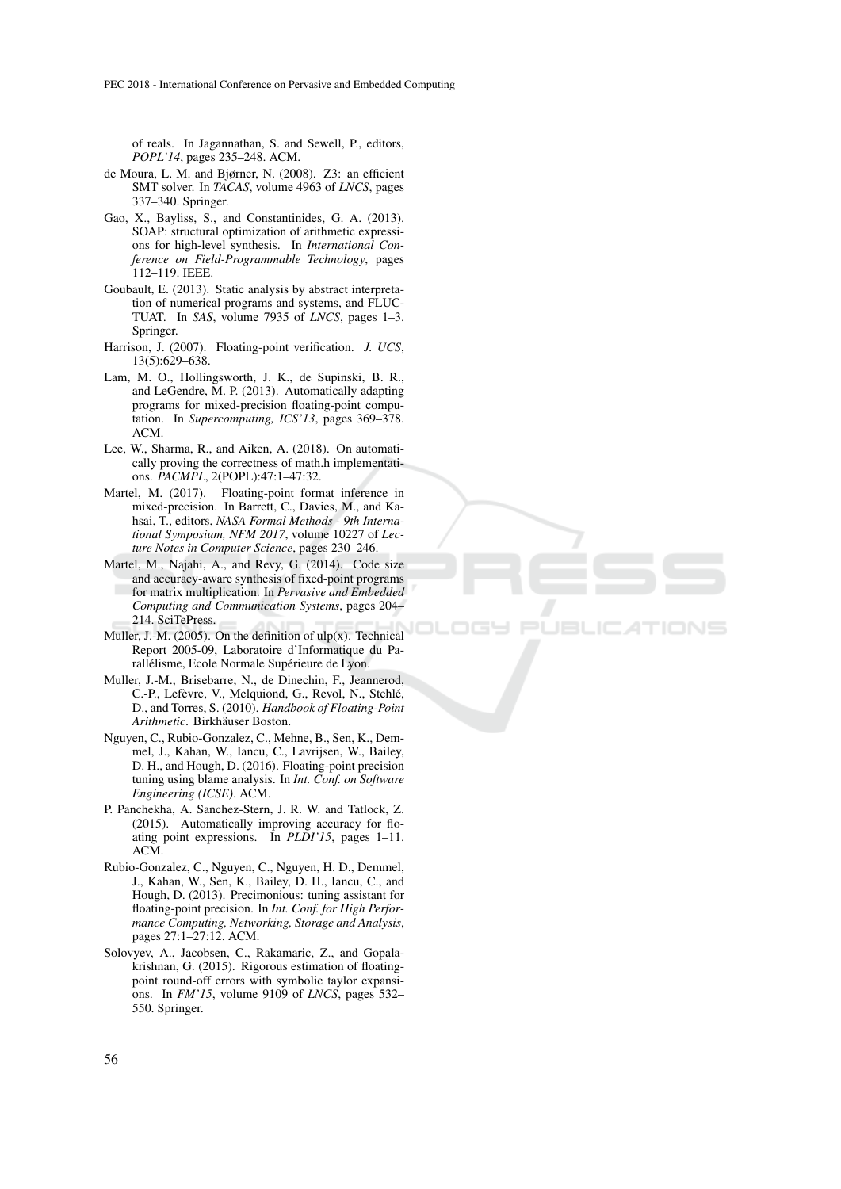of reals. In Jagannathan, S. and Sewell, P., editors, *POPL'14*, pages 235–248. ACM.

de Moura, L. M. and Bjørner, N. (2008). Z3: an efficient SMT solver. In *TACAS*, volume 4963 of *LNCS*, pages 337–340. Springer.

Gao, X., Bayliss, S., and Constantinides, G. A. (2013). SOAP: structural optimization of arithmetic expressions for high-level synthesis. In *International Conference on Field-Programmable Technology*, pages 112–119. IEEE.

Goubault, E. (2013). Static analysis by abstract interpretation of numerical programs and systems, and FLUCTUAT. In *SAS*, volume 7935 of *LNCS*, pages 1–3. Springer.

Harrison, J. (2007). Floating-point verification. *J. UCS*, 13(5):629–638.

Lam, M. O., Hollingsworth, J. K., de Supinski, B. R., and LeGendre, M. P. (2013). Automatically adapting programs for mixed-precision floating-point computation. In *Supercomputing, ICS'13*, pages 369–378. ACM.

Lee, W., Sharma, R., and Aiken, A. (2018). On automatically proving the correctness of math.h implementations. *PACMPL*, 2(POPL):47:1–47:32.

Martel, M. (2017). Floating-point format inference in mixed-precision. In Barrett, C., Davies, M., and Kahsai, T., editors, *NASA Formal Methods - 9th International Symposium, NFM 2017*, volume 10227 of *Lecture Notes in Computer Science*, pages 230–246.

Martel, M., Najahi, A., and Revy, G. (2014). Code size and accuracy-aware synthesis of fixed-point programs for matrix multiplication. In *Pervasive and Embedded Computing and Communication Systems*, pages 204–214. SciTePress.

Muller, J.-M. (2005). On the definition of ulp(x). Technical Report 2005-09, Laboratoire d'Informatique du Parallélisme, Ecole Normale Supérieure de Lyon.

Muller, J.-M., Brisebarre, N., de Dinechin, F., Jeannerod, C.-P., Lefèvre, V., Melquiond, G., Revol, N., Stehlé, D., and Torres, S. (2010). *Handbook of Floating-Point Arithmetic*. Birkhäuser Boston.

Nguyen, C., Rubio-Gonzalez, C., Mehne, B., Sen, K., Demmel, J., Kahan, W., Iancu, C., Lavrijsen, W., Bailey, D. H., and Hough, D. (2016). Floating-point precision tuning using blame analysis. In *Int. Conf. on Software Engineering (ICSE)*. ACM.

P. Panchekha, A. Sanchez-Stern, J. R. W. and Tatlock, Z. (2015). Automatically improving accuracy for floating point expressions. In *PLDI'15*, pages 1–11. ACM.

Rubio-Gonzalez, C., Nguyen, C., Nguyen, H. D., Demmel, J., Kahan, W., Sen, K., Bailey, D. H., Iancu, C., and Hough, D. (2013). Precimonious: tuning assistant for floating-point precision. In *Int. Conf. for High Performance Computing, Networking, Storage and Analysis*, pages 27:1–27:12. ACM.

Solovyev, A., Jacobsen, C., Rakamaric, Z., and Gopalakrishnan, G. (2015). Rigorous estimation of floating-point round-off errors with symbolic taylor expansions. In *FM'15*, volume 9109 of *LNCS*, pages 532–550. Springer.